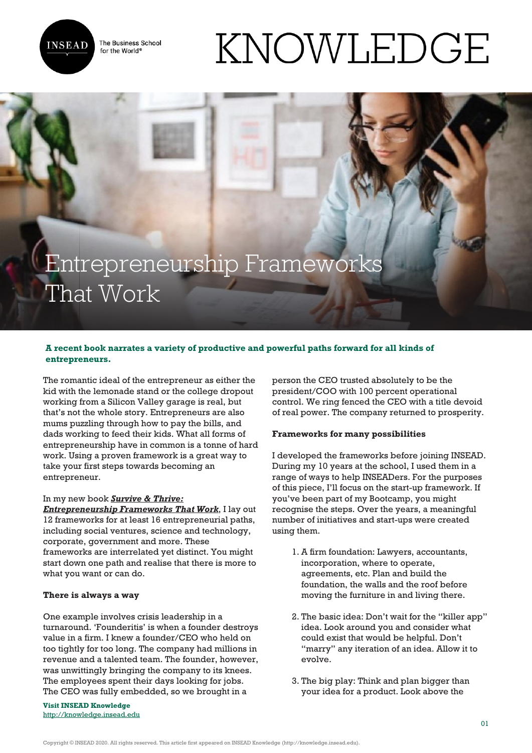# Entrepreneurship Frameworks That Work

**A recent book narrates a variety of productive and powerful paths forward for all kinds of entrepreneurs.**

The romantic ideal of the entrepreneur as either the kid with the lemonade stand or the college dropout working from a Silicon Valley garage is real, but that's not the whole story. Entrepreneurs are also mums puzzling through how to pay the bills, and dads working to feed their kids. What all forms of entrepreneurship have in common is a tonne of hard work. Using a proven framework is a great way to take your first steps towards becoming an entrepreneur.

In my new book ***Survive & Thrive: Entrepreneurship Frameworks That Work***, I lay out 12 frameworks for at least 16 entrepreneurial paths, including social ventures, science and technology, corporate, government and more. These frameworks are interrelated yet distinct. You might start down one path and realise that there is more to what you want or can do.

**There is always a way**

One example involves crisis leadership in a turnaround. 'Founderitis' is when a founder destroys value in a firm. I knew a founder/CEO who held on too tightly for too long. The company had millions in revenue and a talented team. The founder, however, was unwittingly bringing the company to its knees. The employees spent their days looking for jobs. The CEO was fully embedded, so we brought in a person the CEO trusted absolutely to be the president/COO with 100 percent operational control. We ring fenced the CEO with a title devoid of real power. The company returned to prosperity.

**Frameworks for many possibilities**

I developed the frameworks before joining INSEAD. During my 10 years at the school, I used them in a range of ways to help INSEADers. For the purposes of this piece, I'll focus on the start-up framework. If you've been part of my Bootcamp, you might recognise the steps. Over the years, a meaningful number of initiatives and start-ups were created using them.

1. A firm foundation: Lawyers, accountants, incorporation, where to operate, agreements, etc. Plan and build the foundation, the walls and the roof before moving the furniture in and living there.

2. The basic idea: Don't wait for the "killer app" idea. Look around you and consider what could exist that would be helpful. Don't "marry" any iteration of an idea. Allow it to evolve.

3. The big play: Think and plan bigger than your idea for a product. Look above the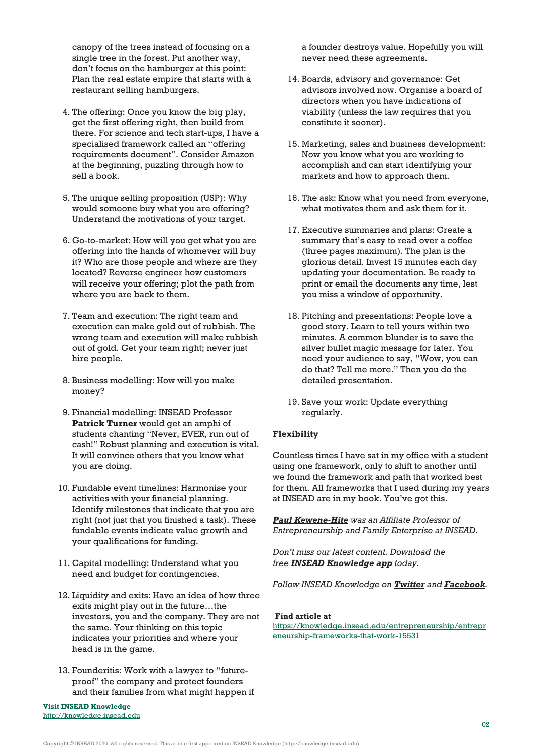canopy of the trees instead of focusing on a single tree in the forest. Put another way, don't focus on the hamburger at this point: Plan the real estate empire that starts with a restaurant selling hamburgers.

4. The offering: Once you know the big play, get the first offering right, then build from there. For science and tech start-ups, I have a specialised framework called an "offering requirements document". Consider Amazon at the beginning, puzzling through how to sell a book.

5. The unique selling proposition (USP): Why would someone buy what you are offering? Understand the motivations of your target.

6. Go-to-market: How will you get what you are offering into the hands of whomever will buy it? Who are those people and where are they located? Reverse engineer how customers will receive your offering; plot the path from where you are back to them.

7. Team and execution: The right team and execution can make gold out of rubbish. The wrong team and execution will make rubbish out of gold. Get your team right; never just hire people.

8. Business modelling: How will you make money?

9. Financial modelling: INSEAD Professor **Patrick Turner** would get an amphi of students chanting "Never, EVER, run out of cash!" Robust planning and execution is vital. It will convince others that you know what you are doing.

10. Fundable event timelines: Harmonise your activities with your financial planning. Identify milestones that indicate that you are right (not just that you finished a task). These fundable events indicate value growth and your qualifications for funding.

11. Capital modelling: Understand what you need and budget for contingencies.

12. Liquidity and exits: Have an idea of how three exits might play out in the future…the investors, you and the company. They are not the same. Your thinking on this topic indicates your priorities and where your head is in the game.

13. Founderitis: Work with a lawyer to "future-proof" the company and protect founders and their families from what might happen if a founder destroys value. Hopefully you will never need these agreements.

14. Boards, advisory and governance: Get advisors involved now. Organise a board of directors when you have indications of viability (unless the law requires that you constitute it sooner).

15. Marketing, sales and business development: Now you know what you are working to accomplish and can start identifying your markets and how to approach them.

16. The ask: Know what you need from everyone, what motivates them and ask them for it.

17. Executive summaries and plans: Create a summary that's easy to read over a coffee (three pages maximum). The plan is the glorious detail. Invest 15 minutes each day updating your documentation. Be ready to print or email the documents any time, lest you miss a window of opportunity.

18. Pitching and presentations: People love a good story. Learn to tell yours within two minutes. A common blunder is to save the silver bullet magic message for later. You need your audience to say, "Wow, you can do that? Tell me more." Then you do the detailed presentation.

19. Save your work: Update everything regularly.

**Flexibility**

Countless times I have sat in my office with a student using one framework, only to shift to another until we found the framework and path that worked best for them. All frameworks that I used during my years at INSEAD are in my book. You've got this.

***Paul Kewene-Hite*** *was an Affiliate Professor of Entrepreneurship and Family Enterprise at INSEAD.*

*Don't miss our latest content. Download the free* ***INSEAD Knowledge app*** *today.*

*Follow INSEAD Knowledge on* ***Twitter*** *and* ***Facebook****.*

**Find article at**
https://knowledge.insead.edu/entrepreneurship/entrepreneurship-frameworks-that-work-15531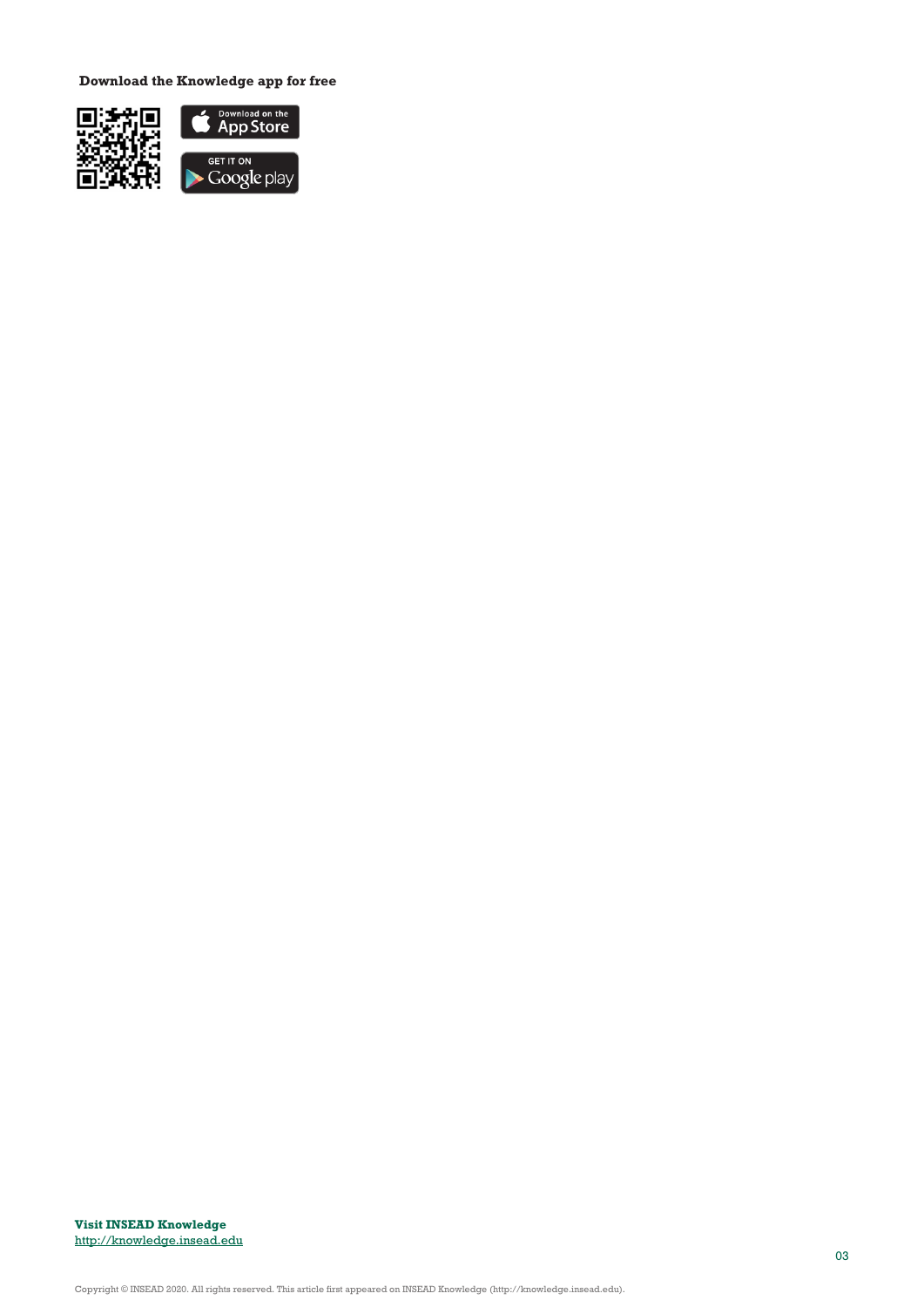**Download the Knowledge app for free**

**Visit INSEAD Knowledge**
http://knowledge.insead.edu

Copyright © INSEAD 2020. All rights reserved. This article first appeared on INSEAD Knowledge (http://knowledge.insead.edu).